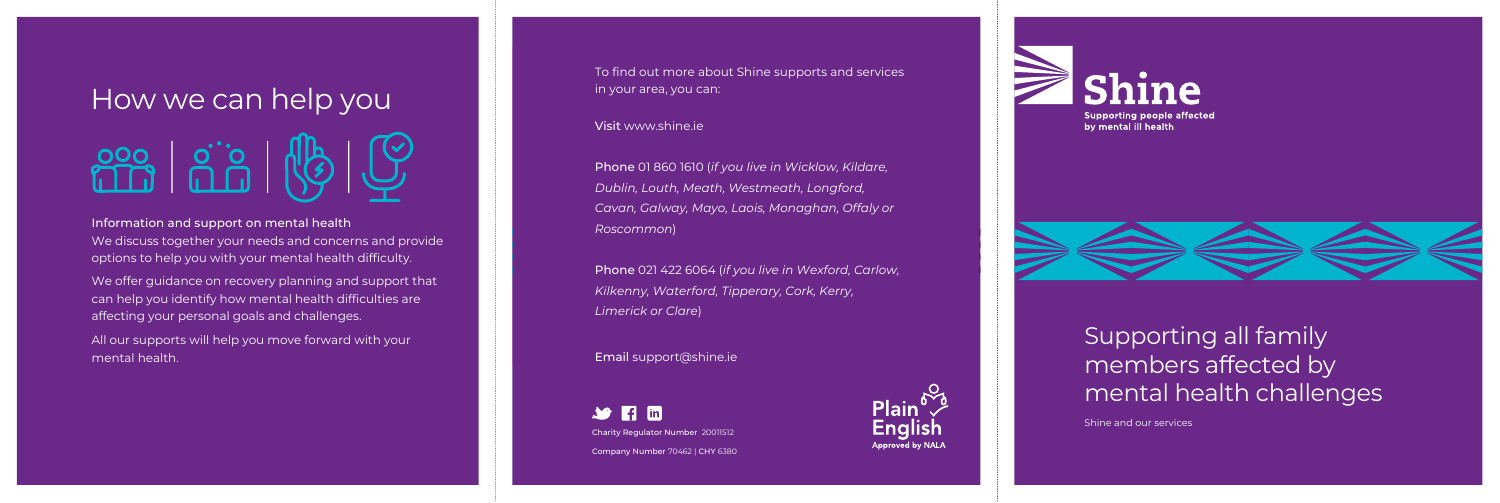# How we can help you

### Information and support on mental health

We discuss together your needs and concerns and provide options to help you with your mental health difficulty.

We offer guidance on recovery planning and support that can help you identify how mental health difficulties are affecting your personal goals and challenges.

All our supports will help you move forward with your mental health.

To find out more about Shine supports and services in your area, you can:

**Visit** www.shine.ie

**Phone** 01 860 1610 (*if you live in Wicklow, Kildare, Dublin, Louth, Meath, Westmeath, Longford, Cavan, Galway, Mayo, Laois, Monaghan, Offaly or Roscommon*)

**Phone** 021 422 6064 (*if you live in Wexford, Carlow, Kilkenny, Waterford, Tipperary, Cork, Kerry, Limerick or Clare*)

**Email** support@shine.ie

Charity Regulator Number 20011512

Company Number 70462 | CHY 6380

Plain English Approved by NALA

# Shine

Supporting people affected by mental ill health

## Supporting all family members affected by mental health challenges

Shine and our services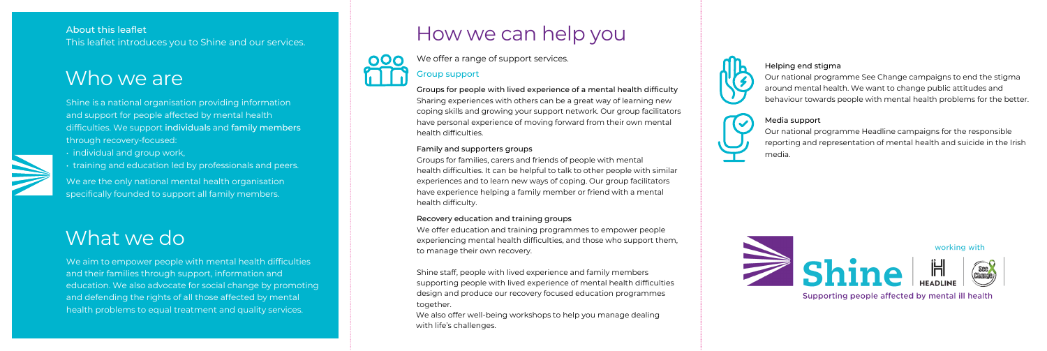**About this leaflet**
This leaflet introduces you to Shine and our services.

# Who we are

Shine is a national organisation providing information and support for people affected by mental health difficulties. We support individuals and family members through recovery-focused:

- individual and group work,
- training and education led by professionals and peers.

We are the only national mental health organisation specifically founded to support all family members.

# What we do

We aim to empower people with mental health difficulties and their families through support, information and education. We also advocate for social change by promoting and defending the rights of all those affected by mental health problems to equal treatment and quality services.

# How we can help you

We offer a range of support services.

## Group support

**Groups for people with lived experience of a mental health difficulty**
Sharing experiences with others can be a great way of learning new coping skills and growing your support network. Our group facilitators have personal experience of moving forward from their own mental health difficulties.

**Family and supporters groups**
Groups for families, carers and friends of people with mental health difficulties. It can be helpful to talk to other people with similar experiences and to learn new ways of coping. Our group facilitators have experience helping a family member or friend with a mental health difficulty.

**Recovery education and training groups**
We offer education and training programmes to empower people experiencing mental health difficulties, and those who support them, to manage their own recovery.

Shine staff, people with lived experience and family members supporting people with lived experience of mental health difficulties design and produce our recovery focused education programmes together.

We also offer well-being workshops to help you manage dealing with life's challenges.

**Helping end stigma**
Our national programme See Change campaigns to end the stigma around mental health. We want to change public attitudes and behaviour towards people with mental health problems for the better.

**Media support**
Our national programme Headline campaigns for the responsible reporting and representation of mental health and suicide in the Irish media.

Shine working with HEADLINE See Change

Supporting people affected by mental ill health